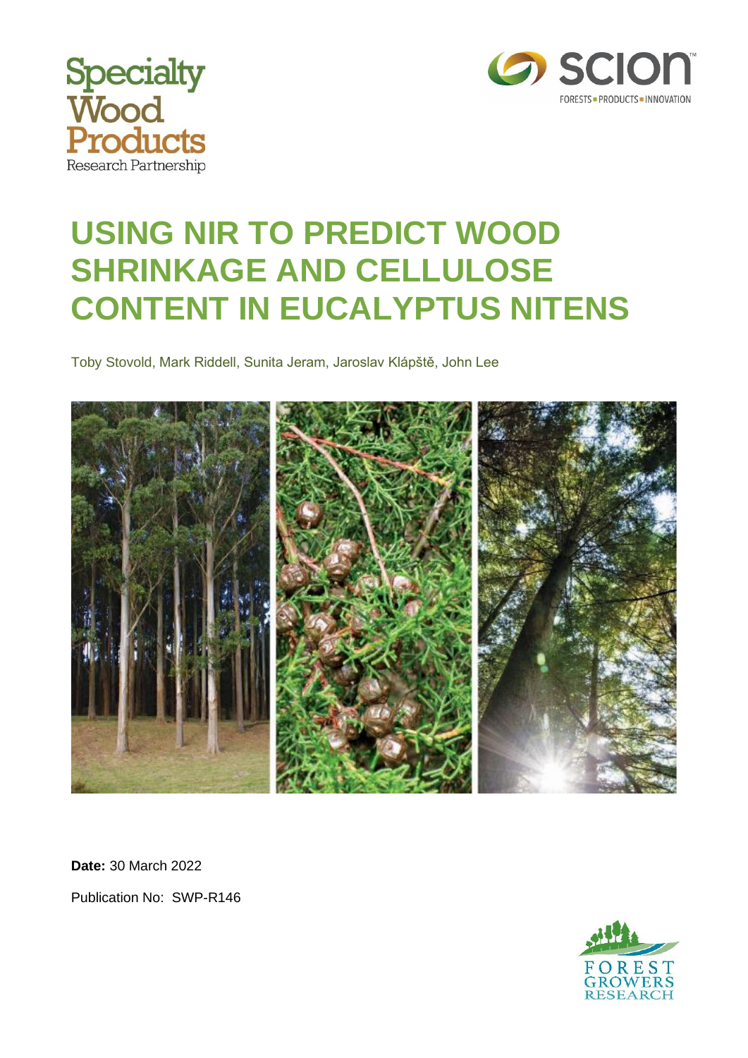Specialty Wood Products Research Partnership

SCION FORESTS ▪ PRODUCTS ▪ INNOVATION

# USING NIR TO PREDICT WOOD SHRINKAGE AND CELLULOSE CONTENT IN EUCALYPTUS NITENS

Toby Stovold, Mark Riddell, Sunita Jeram, Jaroslav Klápště, John Lee

**Date:** 30 March 2022

Publication No: SWP-R146

FOREST GROWERS RESEARCH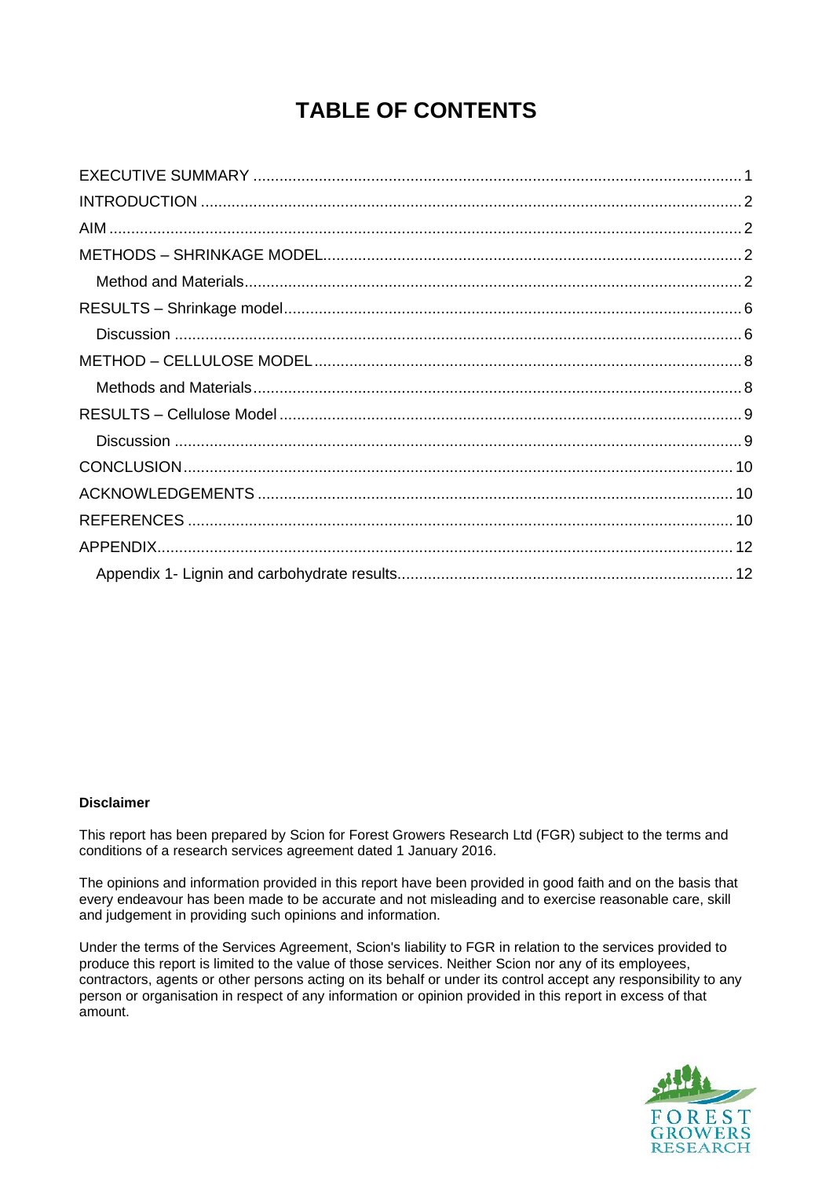# TABLE OF CONTENTS

EXECUTIVE SUMMARY ..... 1
INTRODUCTION ..... 2
AIM ..... 2
METHODS – SHRINKAGE MODEL ..... 2
  Method and Materials ..... 2
RESULTS – Shrinkage model ..... 6
  Discussion ..... 6
METHOD – CELLULOSE MODEL ..... 8
  Methods and Materials ..... 8
RESULTS – Cellulose Model ..... 9
  Discussion ..... 9
CONCLUSION ..... 10
ACKNOWLEDGEMENTS ..... 10
REFERENCES ..... 10
APPENDIX ..... 12
  Appendix 1- Lignin and carbohydrate results ..... 12

**Disclaimer**

This report has been prepared by Scion for Forest Growers Research Ltd (FGR) subject to the terms and conditions of a research services agreement dated 1 January 2016.

The opinions and information provided in this report have been provided in good faith and on the basis that every endeavour has been made to be accurate and not misleading and to exercise reasonable care, skill and judgement in providing such opinions and information.

Under the terms of the Services Agreement, Scion's liability to FGR in relation to the services provided to produce this report is limited to the value of those services. Neither Scion nor any of its employees, contractors, agents or other persons acting on its behalf or under its control accept any responsibility to any person or organisation in respect of any information or opinion provided in this report in excess of that amount.

FOREST GROWERS RESEARCH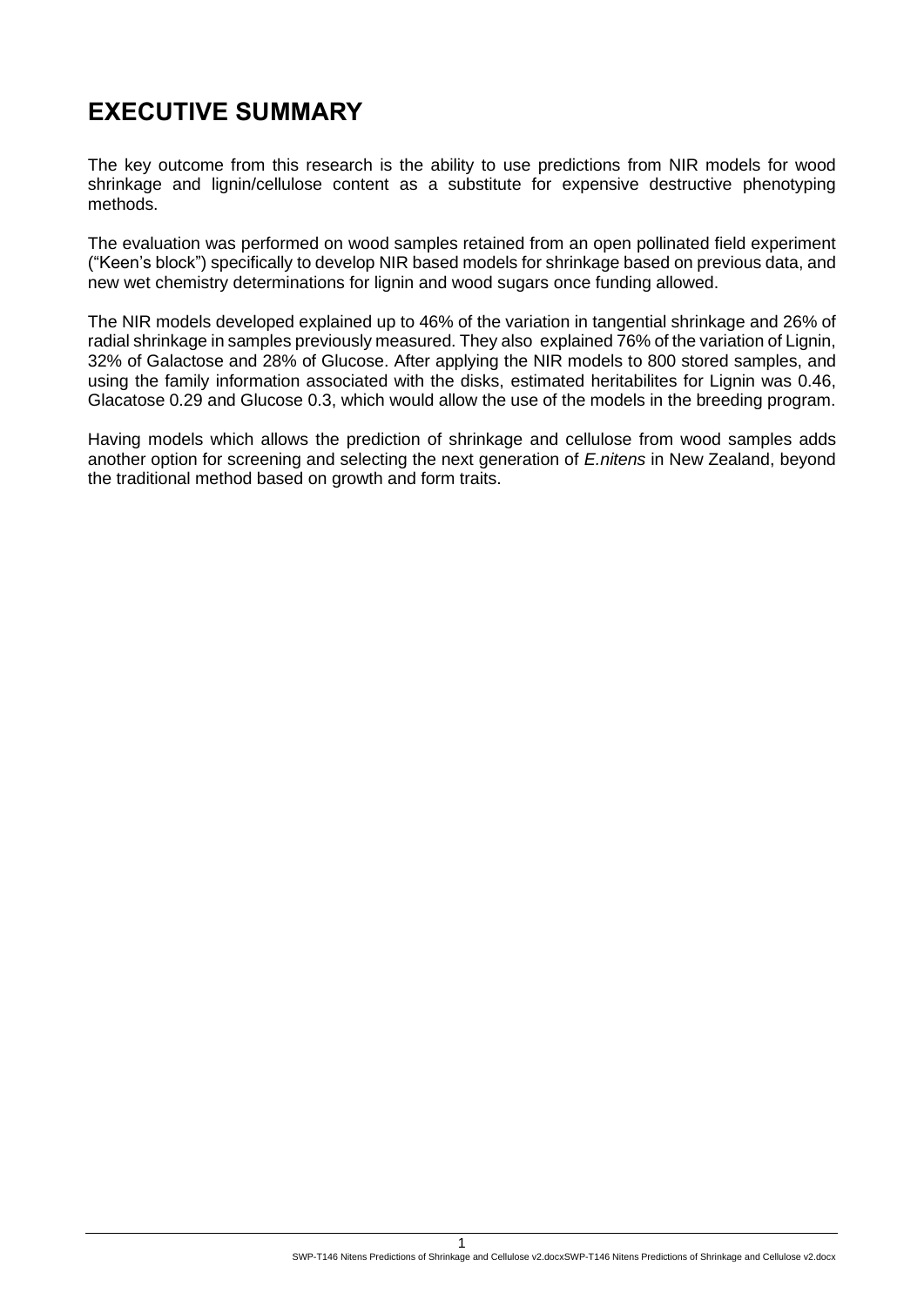# EXECUTIVE SUMMARY

The key outcome from this research is the ability to use predictions from NIR models for wood shrinkage and lignin/cellulose content as a substitute for expensive destructive phenotyping methods.

The evaluation was performed on wood samples retained from an open pollinated field experiment ("Keen's block") specifically to develop NIR based models for shrinkage based on previous data, and new wet chemistry determinations for lignin and wood sugars once funding allowed.

The NIR models developed explained up to 46% of the variation in tangential shrinkage and 26% of radial shrinkage in samples previously measured. They also explained 76% of the variation of Lignin, 32% of Galactose and 28% of Glucose. After applying the NIR models to 800 stored samples, and using the family information associated with the disks, estimated heritabilites for Lignin was 0.46, Glacatose 0.29 and Glucose 0.3, which would allow the use of the models in the breeding program.

Having models which allows the prediction of shrinkage and cellulose from wood samples adds another option for screening and selecting the next generation of *E.nitens* in New Zealand, beyond the traditional method based on growth and form traits.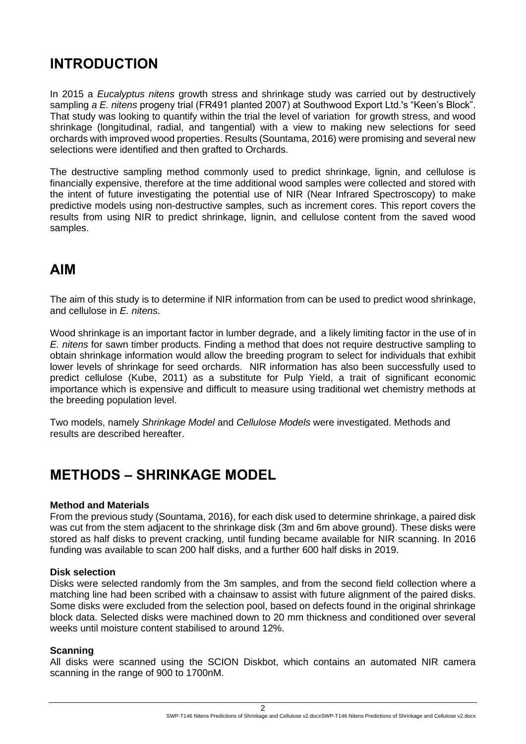# INTRODUCTION

In 2015 a *Eucalyptus nitens* growth stress and shrinkage study was carried out by destructively sampling *a E. nitens* progeny trial (FR491 planted 2007) at Southwood Export Ltd.'s "Keen's Block". That study was looking to quantify within the trial the level of variation for growth stress, and wood shrinkage (longitudinal, radial, and tangential) with a view to making new selections for seed orchards with improved wood properties. Results (Sountama, 2016) were promising and several new selections were identified and then grafted to Orchards.

The destructive sampling method commonly used to predict shrinkage, lignin, and cellulose is financially expensive, therefore at the time additional wood samples were collected and stored with the intent of future investigating the potential use of NIR (Near Infrared Spectroscopy) to make predictive models using non-destructive samples, such as increment cores. This report covers the results from using NIR to predict shrinkage, lignin, and cellulose content from the saved wood samples.

# AIM

The aim of this study is to determine if NIR information from can be used to predict wood shrinkage, and cellulose in *E. nitens*.

Wood shrinkage is an important factor in lumber degrade, and a likely limiting factor in the use of in *E. nitens* for sawn timber products. Finding a method that does not require destructive sampling to obtain shrinkage information would allow the breeding program to select for individuals that exhibit lower levels of shrinkage for seed orchards. NIR information has also been successfully used to predict cellulose (Kube, 2011) as a substitute for Pulp Yield, a trait of significant economic importance which is expensive and difficult to measure using traditional wet chemistry methods at the breeding population level.

Two models, namely *Shrinkage Model* and *Cellulose Models* were investigated. Methods and results are described hereafter.

# METHODS – SHRINKAGE MODEL

**Method and Materials**

From the previous study (Sountama, 2016), for each disk used to determine shrinkage, a paired disk was cut from the stem adjacent to the shrinkage disk (3m and 6m above ground). These disks were stored as half disks to prevent cracking, until funding became available for NIR scanning. In 2016 funding was available to scan 200 half disks, and a further 600 half disks in 2019.

**Disk selection**

Disks were selected randomly from the 3m samples, and from the second field collection where a matching line had been scribed with a chainsaw to assist with future alignment of the paired disks. Some disks were excluded from the selection pool, based on defects found in the original shrinkage block data. Selected disks were machined down to 20 mm thickness and conditioned over several weeks until moisture content stabilised to around 12%.

**Scanning**

All disks were scanned using the SCION Diskbot, which contains an automated NIR camera scanning in the range of 900 to 1700nM.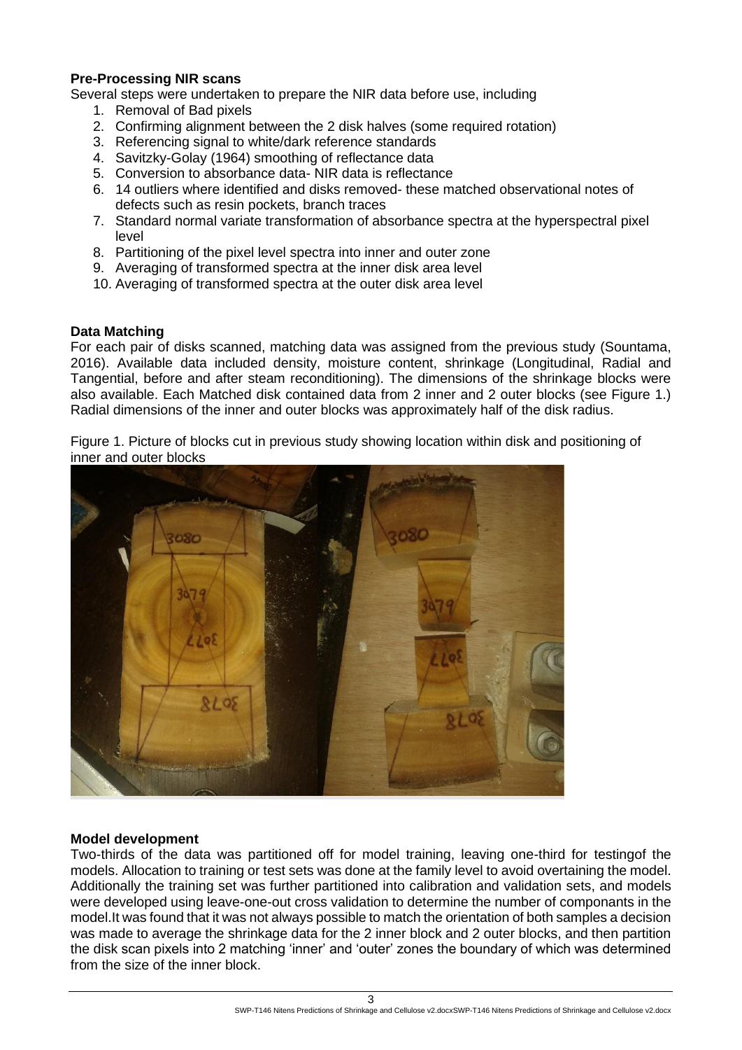**Pre-Processing NIR scans**

Several steps were undertaken to prepare the NIR data before use, including

1. Removal of Bad pixels
2. Confirming alignment between the 2 disk halves (some required rotation)
3. Referencing signal to white/dark reference standards
4. Savitzky-Golay (1964) smoothing of reflectance data
5. Conversion to absorbance data- NIR data is reflectance
6. 14 outliers where identified and disks removed- these matched observational notes of defects such as resin pockets, branch traces
7. Standard normal variate transformation of absorbance spectra at the hyperspectral pixel level
8. Partitioning of the pixel level spectra into inner and outer zone
9. Averaging of transformed spectra at the inner disk area level
10. Averaging of transformed spectra at the outer disk area level

**Data Matching**

For each pair of disks scanned, matching data was assigned from the previous study (Sountama, 2016). Available data included density, moisture content, shrinkage (Longitudinal, Radial and Tangential, before and after steam reconditioning). The dimensions of the shrinkage blocks were also available. Each Matched disk contained data from 2 inner and 2 outer blocks (see Figure 1.) Radial dimensions of the inner and outer blocks was approximately half of the disk radius.

Figure 1. Picture of blocks cut in previous study showing location within disk and positioning of inner and outer blocks

**Model development**

Two-thirds of the data was partitioned off for model training, leaving one-third for testingof the models. Allocation to training or test sets was done at the family level to avoid overtaining the model. Additionally the training set was further partitioned into calibration and validation sets, and models were developed using leave-one-out cross validation to determine the number of componants in the model.It was found that it was not always possible to match the orientation of both samples a decision was made to average the shrinkage data for the 2 inner block and 2 outer blocks, and then partition the disk scan pixels into 2 matching 'inner' and 'outer' zones the boundary of which was determined from the size of the inner block.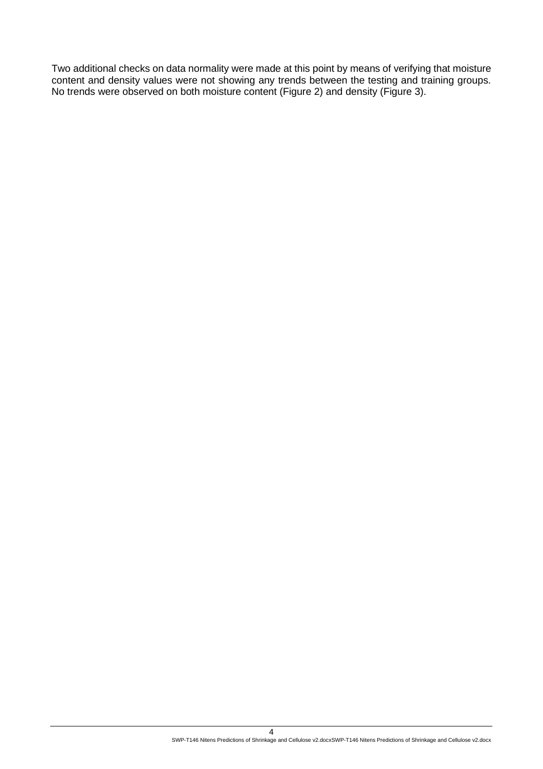Two additional checks on data normality were made at this point by means of verifying that moisture content and density values were not showing any trends between the testing and training groups. No trends were observed on both moisture content (Figure 2) and density (Figure 3).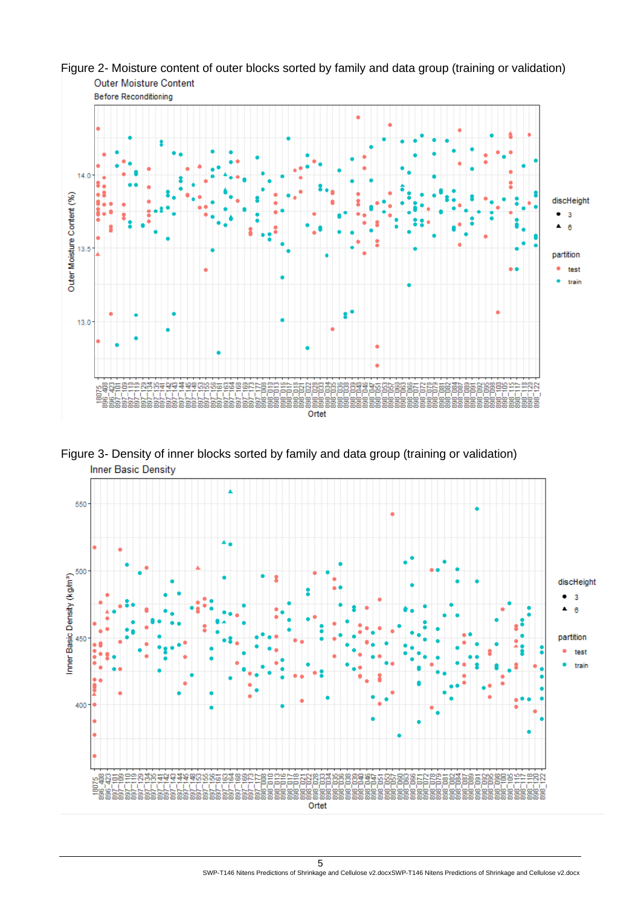Figure 2- Moisture content of outer blocks sorted by family and data group (training or validation)

Figure 3- Density of inner blocks sorted by family and data group (training or validation)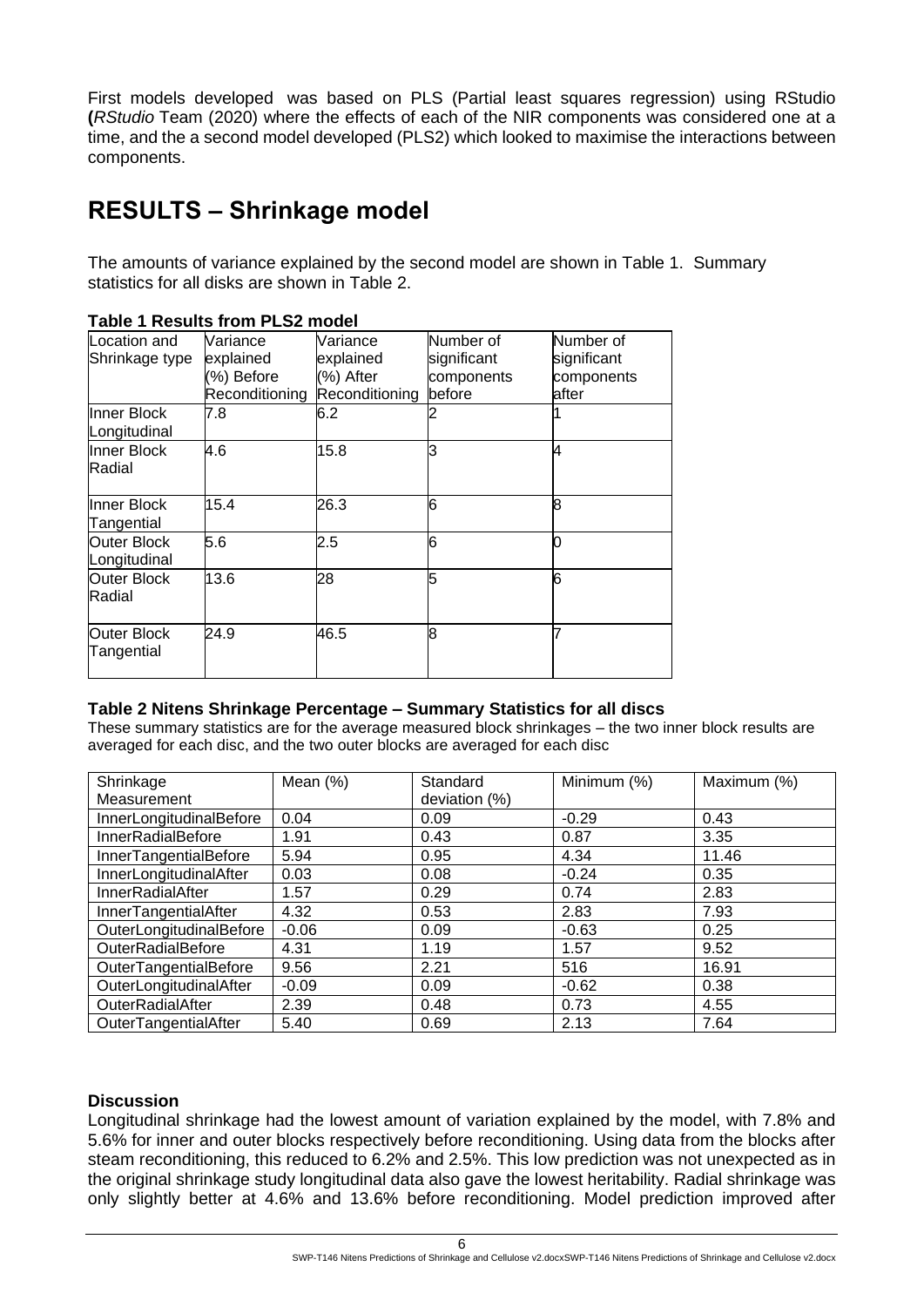First models developed was based on PLS (Partial least squares regression) using RStudio (*RStudio* Team (2020) where the effects of each of the NIR components was considered one at a time, and the a second model developed (PLS2) which looked to maximise the interactions between components.

# RESULTS – Shrinkage model

The amounts of variance explained by the second model are shown in Table 1. Summary statistics for all disks are shown in Table 2.

**Table 1 Results from PLS2 model**

| Location and Shrinkage type | Variance explained (%) Before Reconditioning | Variance explained (%) After Reconditioning | Number of significant components before | Number of significant components after |
|---|---|---|---|---|
| Inner Block Longitudinal | 7.8 | 6.2 | 2 | 1 |
| Inner Block Radial | 4.6 | 15.8 | 3 | 4 |
| Inner Block Tangential | 15.4 | 26.3 | 6 | 8 |
| Outer Block Longitudinal | 5.6 | 2.5 | 6 | 0 |
| Outer Block Radial | 13.6 | 28 | 5 | 6 |
| Outer Block Tangential | 24.9 | 46.5 | 8 | 7 |

**Table 2 Nitens Shrinkage Percentage – Summary Statistics for all discs**

These summary statistics are for the average measured block shrinkages – the two inner block results are averaged for each disc, and the two outer blocks are averaged for each disc

| Shrinkage Measurement | Mean (%) | Standard deviation (%) | Minimum (%) | Maximum (%) |
|---|---|---|---|---|
| InnerLongitudinalBefore | 0.04 | 0.09 | -0.29 | 0.43 |
| InnerRadialBefore | 1.91 | 0.43 | 0.87 | 3.35 |
| InnerTangentialBefore | 5.94 | 0.95 | 4.34 | 11.46 |
| InnerLongitudinalAfter | 0.03 | 0.08 | -0.24 | 0.35 |
| InnerRadialAfter | 1.57 | 0.29 | 0.74 | 2.83 |
| InnerTangentialAfter | 4.32 | 0.53 | 2.83 | 7.93 |
| OuterLongitudinalBefore | -0.06 | 0.09 | -0.63 | 0.25 |
| OuterRadialBefore | 4.31 | 1.19 | 1.57 | 9.52 |
| OuterTangentialBefore | 9.56 | 2.21 | 516 | 16.91 |
| OuterLongitudinalAfter | -0.09 | 0.09 | -0.62 | 0.38 |
| OuterRadialAfter | 2.39 | 0.48 | 0.73 | 4.55 |
| OuterTangentialAfter | 5.40 | 0.69 | 2.13 | 7.64 |

**Discussion**

Longitudinal shrinkage had the lowest amount of variation explained by the model, with 7.8% and 5.6% for inner and outer blocks respectively before reconditioning. Using data from the blocks after steam reconditioning, this reduced to 6.2% and 2.5%. This low prediction was not unexpected as in the original shrinkage study longitudinal data also gave the lowest heritability. Radial shrinkage was only slightly better at 4.6% and 13.6% before reconditioning. Model prediction improved after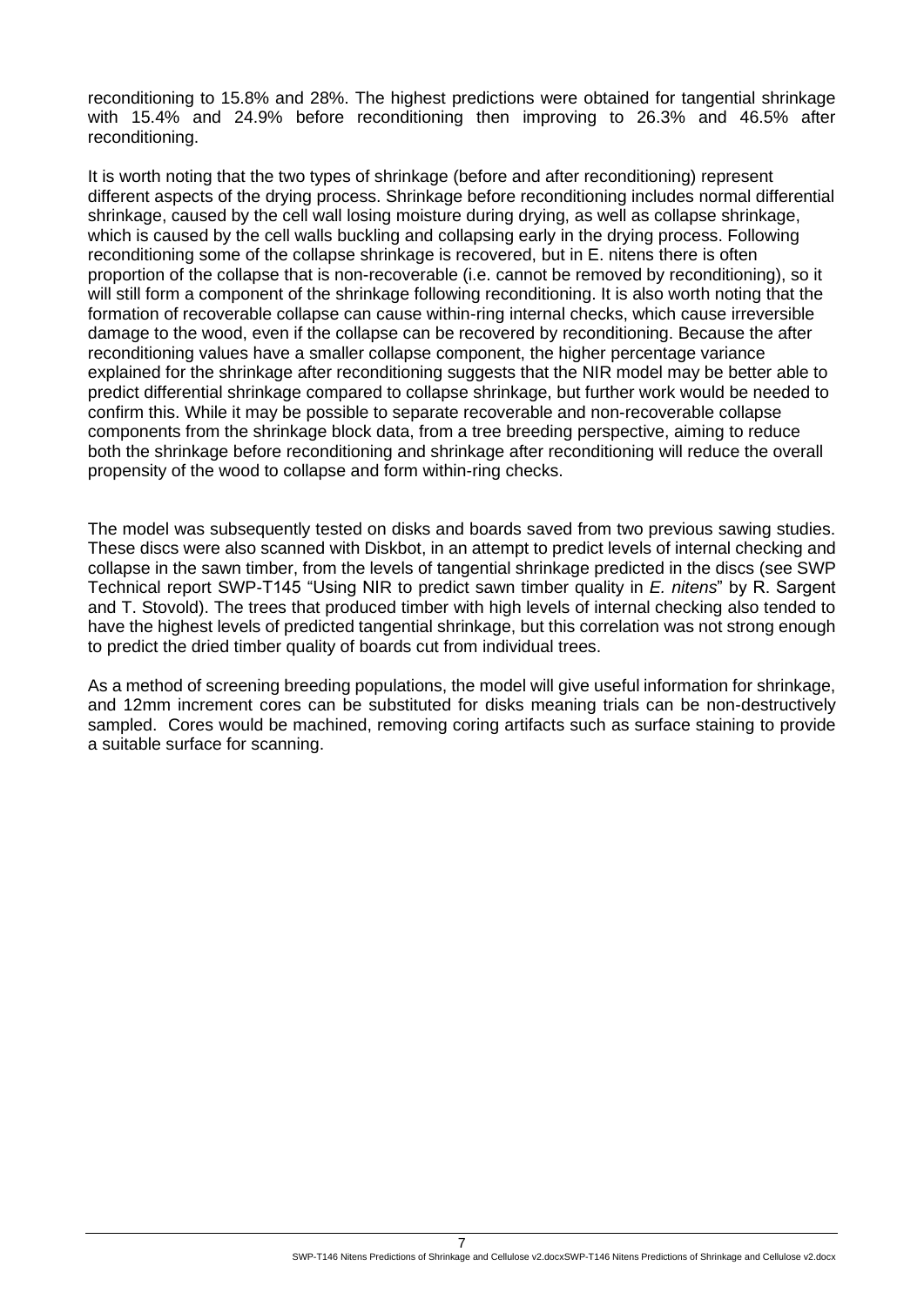reconditioning to 15.8% and 28%. The highest predictions were obtained for tangential shrinkage with 15.4% and 24.9% before reconditioning then improving to 26.3% and 46.5% after reconditioning.

It is worth noting that the two types of shrinkage (before and after reconditioning) represent different aspects of the drying process. Shrinkage before reconditioning includes normal differential shrinkage, caused by the cell wall losing moisture during drying, as well as collapse shrinkage, which is caused by the cell walls buckling and collapsing early in the drying process. Following reconditioning some of the collapse shrinkage is recovered, but in E. nitens there is often proportion of the collapse that is non-recoverable (i.e. cannot be removed by reconditioning), so it will still form a component of the shrinkage following reconditioning. It is also worth noting that the formation of recoverable collapse can cause within-ring internal checks, which cause irreversible damage to the wood, even if the collapse can be recovered by reconditioning. Because the after reconditioning values have a smaller collapse component, the higher percentage variance explained for the shrinkage after reconditioning suggests that the NIR model may be better able to predict differential shrinkage compared to collapse shrinkage, but further work would be needed to confirm this. While it may be possible to separate recoverable and non-recoverable collapse components from the shrinkage block data, from a tree breeding perspective, aiming to reduce both the shrinkage before reconditioning and shrinkage after reconditioning will reduce the overall propensity of the wood to collapse and form within-ring checks.

The model was subsequently tested on disks and boards saved from two previous sawing studies. These discs were also scanned with Diskbot, in an attempt to predict levels of internal checking and collapse in the sawn timber, from the levels of tangential shrinkage predicted in the discs (see SWP Technical report SWP-T145 "Using NIR to predict sawn timber quality in *E. nitens*" by R. Sargent and T. Stovold). The trees that produced timber with high levels of internal checking also tended to have the highest levels of predicted tangential shrinkage, but this correlation was not strong enough to predict the dried timber quality of boards cut from individual trees.

As a method of screening breeding populations, the model will give useful information for shrinkage, and 12mm increment cores can be substituted for disks meaning trials can be non-destructively sampled. Cores would be machined, removing coring artifacts such as surface staining to provide a suitable surface for scanning.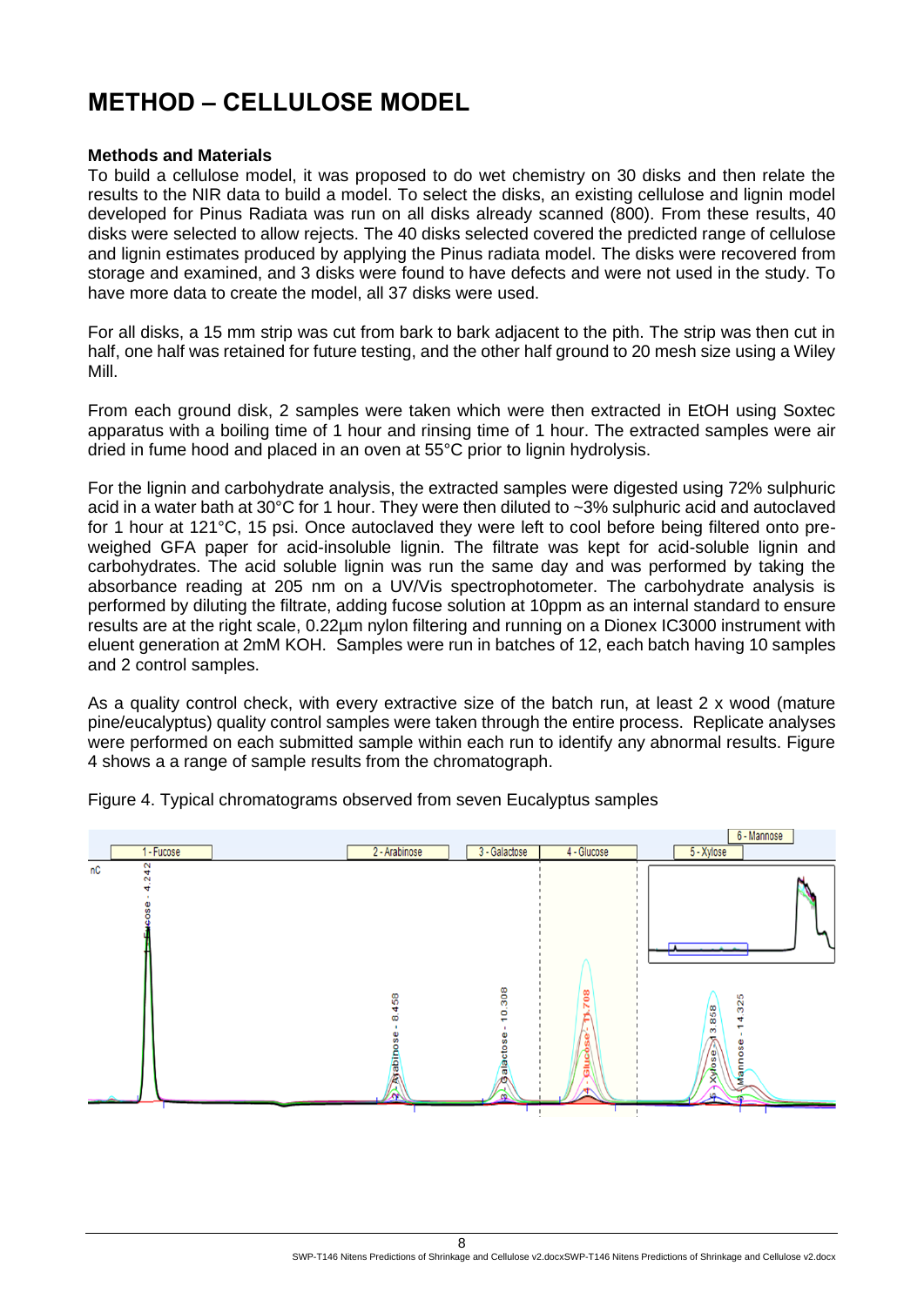# METHOD – CELLULOSE MODEL

**Methods and Materials**

To build a cellulose model, it was proposed to do wet chemistry on 30 disks and then relate the results to the NIR data to build a model. To select the disks, an existing cellulose and lignin model developed for Pinus Radiata was run on all disks already scanned (800). From these results, 40 disks were selected to allow rejects. The 40 disks selected covered the predicted range of cellulose and lignin estimates produced by applying the Pinus radiata model. The disks were recovered from storage and examined, and 3 disks were found to have defects and were not used in the study. To have more data to create the model, all 37 disks were used.

For all disks, a 15 mm strip was cut from bark to bark adjacent to the pith. The strip was then cut in half, one half was retained for future testing, and the other half ground to 20 mesh size using a Wiley Mill.

From each ground disk, 2 samples were taken which were then extracted in EtOH using Soxtec apparatus with a boiling time of 1 hour and rinsing time of 1 hour. The extracted samples were air dried in fume hood and placed in an oven at 55°C prior to lignin hydrolysis.

For the lignin and carbohydrate analysis, the extracted samples were digested using 72% sulphuric acid in a water bath at 30°C for 1 hour. They were then diluted to ~3% sulphuric acid and autoclaved for 1 hour at 121°C, 15 psi. Once autoclaved they were left to cool before being filtered onto pre-weighed GFA paper for acid-insoluble lignin. The filtrate was kept for acid-soluble lignin and carbohydrates. The acid soluble lignin was run the same day and was performed by taking the absorbance reading at 205 nm on a UV/Vis spectrophotometer. The carbohydrate analysis is performed by diluting the filtrate, adding fucose solution at 10ppm as an internal standard to ensure results are at the right scale, 0.22µm nylon filtering and running on a Dionex IC3000 instrument with eluent generation at 2mM KOH. Samples were run in batches of 12, each batch having 10 samples and 2 control samples.

As a quality control check, with every extractive size of the batch run, at least 2 x wood (mature pine/eucalyptus) quality control samples were taken through the entire process. Replicate analyses were performed on each submitted sample within each run to identify any abnormal results. Figure 4 shows a a range of sample results from the chromatograph.

Figure 4. Typical chromatograms observed from seven Eucalyptus samples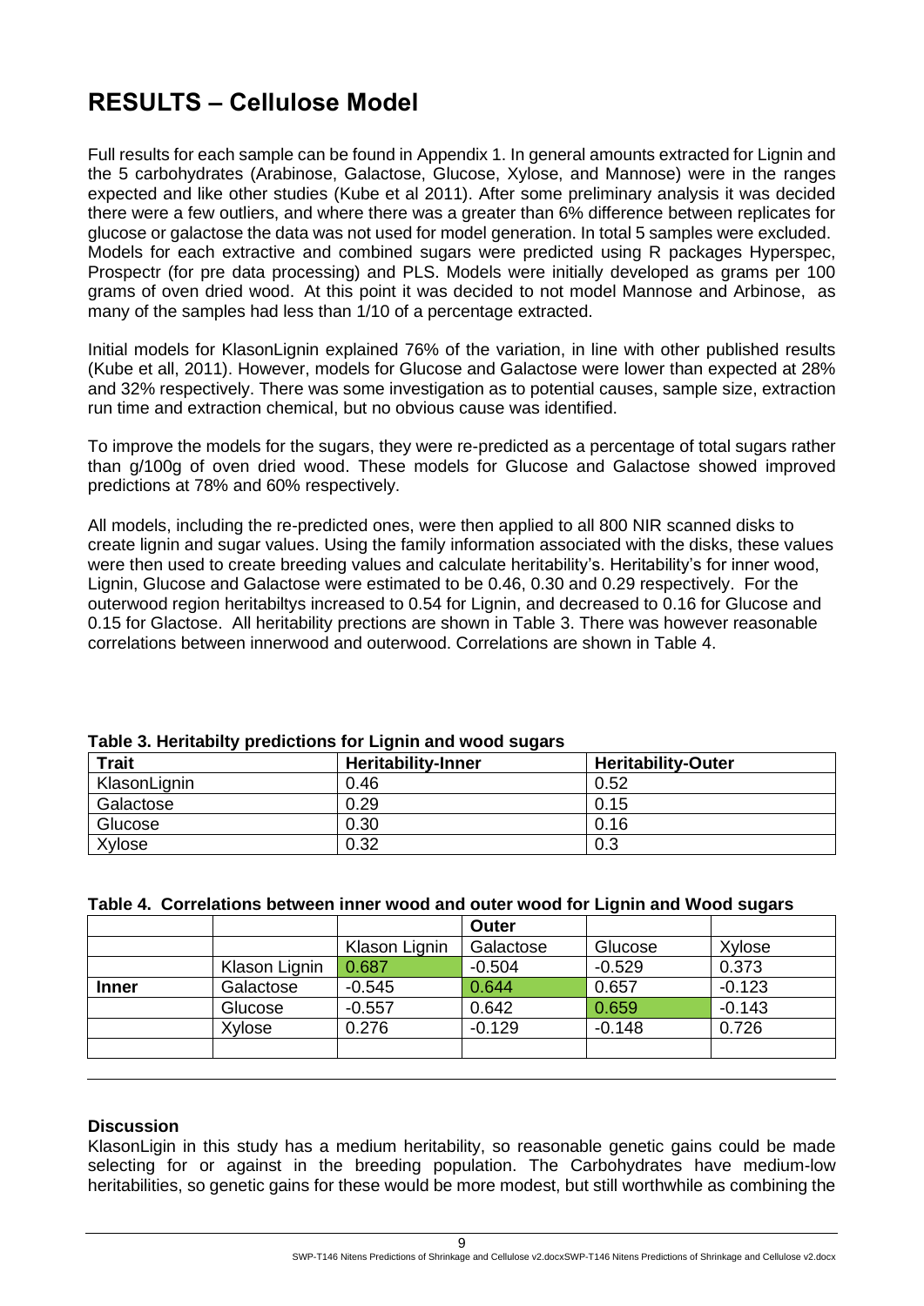# RESULTS – Cellulose Model

Full results for each sample can be found in Appendix 1. In general amounts extracted for Lignin and the 5 carbohydrates (Arabinose, Galactose, Glucose, Xylose, and Mannose) were in the ranges expected and like other studies (Kube et al 2011). After some preliminary analysis it was decided there were a few outliers, and where there was a greater than 6% difference between replicates for glucose or galactose the data was not used for model generation. In total 5 samples were excluded. Models for each extractive and combined sugars were predicted using R packages Hyperspec, Prospectr (for pre data processing) and PLS. Models were initially developed as grams per 100 grams of oven dried wood. At this point it was decided to not model Mannose and Arbinose, as many of the samples had less than 1/10 of a percentage extracted.

Initial models for KlasonLignin explained 76% of the variation, in line with other published results (Kube et all, 2011). However, models for Glucose and Galactose were lower than expected at 28% and 32% respectively. There was some investigation as to potential causes, sample size, extraction run time and extraction chemical, but no obvious cause was identified.

To improve the models for the sugars, they were re-predicted as a percentage of total sugars rather than g/100g of oven dried wood. These models for Glucose and Galactose showed improved predictions at 78% and 60% respectively.

All models, including the re-predicted ones, were then applied to all 800 NIR scanned disks to create lignin and sugar values. Using the family information associated with the disks, these values were then used to create breeding values and calculate heritability's. Heritability's for inner wood, Lignin, Glucose and Galactose were estimated to be 0.46, 0.30 and 0.29 respectively. For the outerwood region heritabiltys increased to 0.54 for Lignin, and decreased to 0.16 for Glucose and 0.15 for Glactose. All heritability prections are shown in Table 3. There was however reasonable correlations between innerwood and outerwood. Correlations are shown in Table 4.

**Table 3. Heritabilty predictions for Lignin and wood sugars**

| Trait | Heritability-Inner | Heritability-Outer |
|---|---|---|
| KlasonLignin | 0.46 | 0.52 |
| Galactose | 0.29 | 0.15 |
| Glucose | 0.30 | 0.16 |
| Xylose | 0.32 | 0.3 |

**Table 4. Correlations between inner wood and outer wood for Lignin and Wood sugars**

| | | | Outer | | |
|---|---|---|---|---|---|
| | | Klason Lignin | Galactose | Glucose | Xylose |
| | Klason Lignin | 0.687 | -0.504 | -0.529 | 0.373 |
| **Inner** | Galactose | -0.545 | 0.644 | 0.657 | -0.123 |
| | Glucose | -0.557 | 0.642 | 0.659 | -0.143 |
| | Xylose | 0.276 | -0.129 | -0.148 | 0.726 |

**Discussion**

KlasonLigin in this study has a medium heritability, so reasonable genetic gains could be made selecting for or against in the breeding population. The Carbohydrates have medium-low heritabilities, so genetic gains for these would be more modest, but still worthwhile as combining the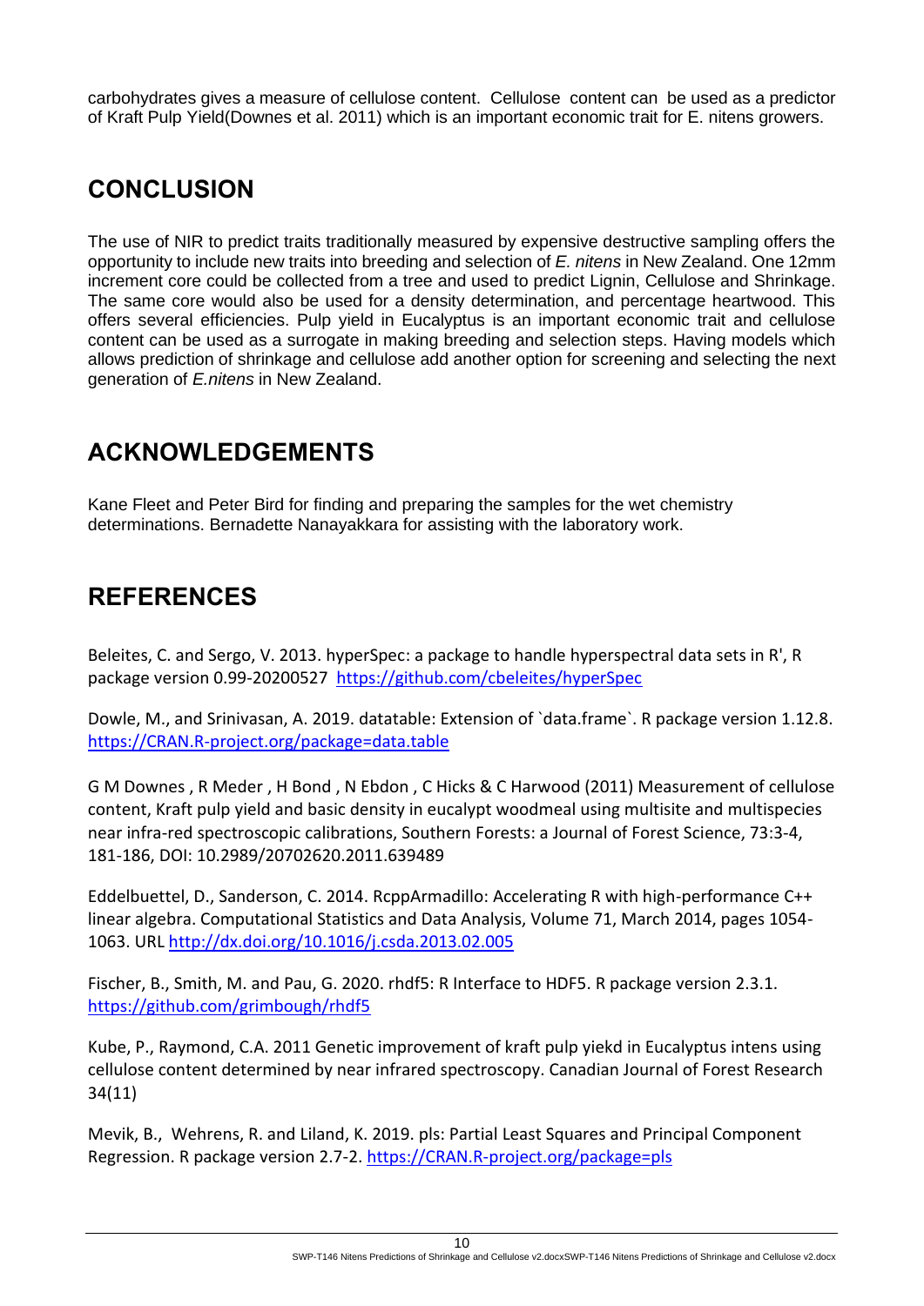carbohydrates gives a measure of cellulose content. Cellulose content can be used as a predictor of Kraft Pulp Yield(Downes et al. 2011) which is an important economic trait for E. nitens growers.

## CONCLUSION

The use of NIR to predict traits traditionally measured by expensive destructive sampling offers the opportunity to include new traits into breeding and selection of *E. nitens* in New Zealand. One 12mm increment core could be collected from a tree and used to predict Lignin, Cellulose and Shrinkage. The same core would also be used for a density determination, and percentage heartwood. This offers several efficiencies. Pulp yield in Eucalyptus is an important economic trait and cellulose content can be used as a surrogate in making breeding and selection steps. Having models which allows prediction of shrinkage and cellulose add another option for screening and selecting the next generation of *E.nitens* in New Zealand.

## ACKNOWLEDGEMENTS

Kane Fleet and Peter Bird for finding and preparing the samples for the wet chemistry determinations. Bernadette Nanayakkara for assisting with the laboratory work.

## REFERENCES

Beleites, C. and Sergo, V. 2013. hyperSpec: a package to handle hyperspectral data sets in R', R package version 0.99-20200527 https://github.com/cbeleites/hyperSpec

Dowle, M., and Srinivasan, A. 2019. datatable: Extension of `data.frame`. R package version 1.12.8. https://CRAN.R-project.org/package=data.table

G M Downes , R Meder , H Bond , N Ebdon , C Hicks & C Harwood (2011) Measurement of cellulose content, Kraft pulp yield and basic density in eucalypt woodmeal using multisite and multispecies near infra-red spectroscopic calibrations, Southern Forests: a Journal of Forest Science, 73:3-4, 181-186, DOI: 10.2989/20702620.2011.639489

Eddelbuettel, D., Sanderson, C. 2014. RcppArmadillo: Accelerating R with high-performance C++ linear algebra. Computational Statistics and Data Analysis, Volume 71, March 2014, pages 1054-1063. URL http://dx.doi.org/10.1016/j.csda.2013.02.005

Fischer, B., Smith, M. and Pau, G. 2020. rhdf5: R Interface to HDF5. R package version 2.3.1. https://github.com/grimbough/rhdf5

Kube, P., Raymond, C.A. 2011 Genetic improvement of kraft pulp yiekd in Eucalyptus intens using cellulose content determined by near infrared spectroscopy. Canadian Journal of Forest Research 34(11)

Mevik, B., Wehrens, R. and Liland, K. 2019. pls: Partial Least Squares and Principal Component Regression. R package version 2.7-2. https://CRAN.R-project.org/package=pls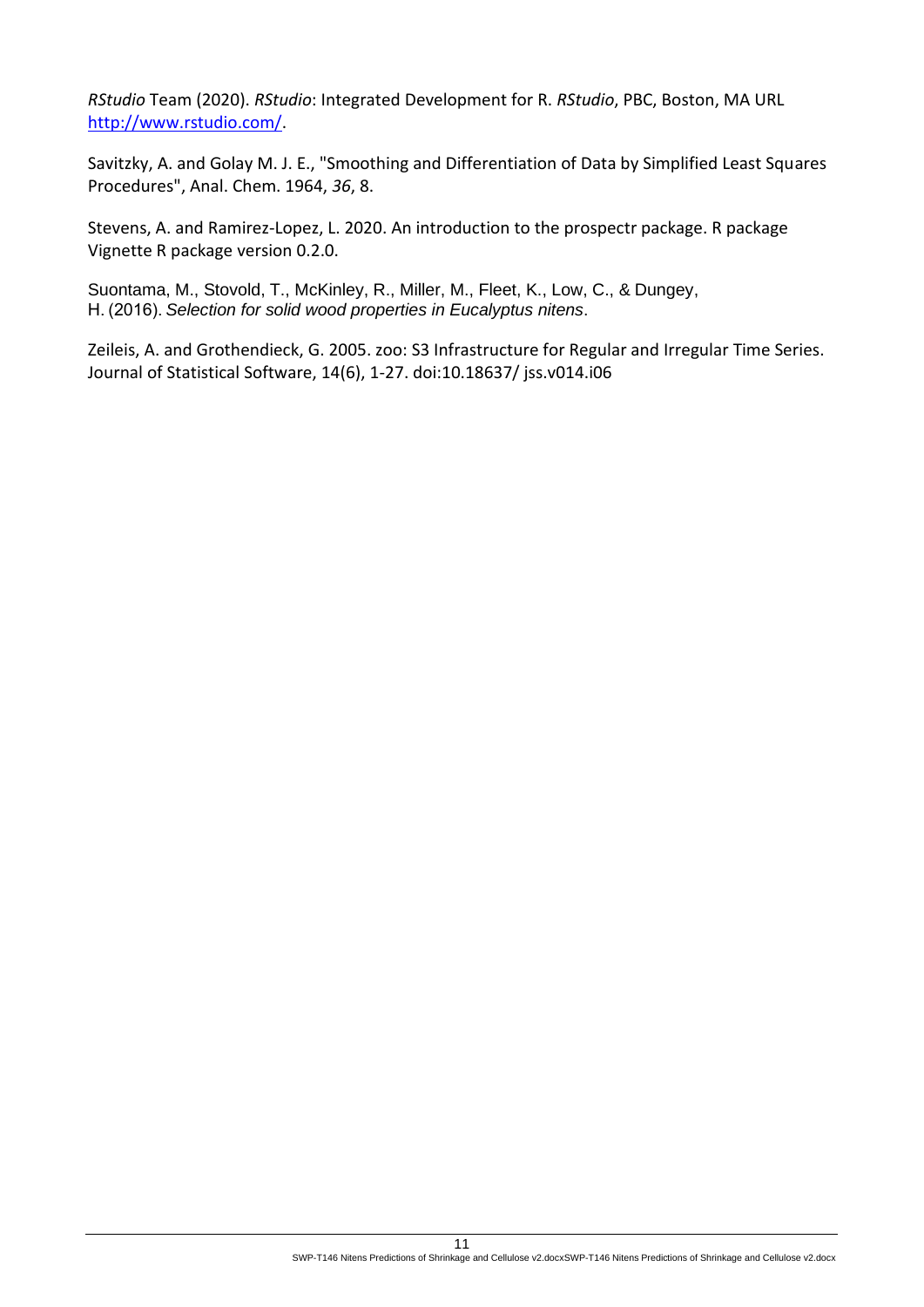*RStudio* Team (2020). *RStudio*: Integrated Development for R. *RStudio*, PBC, Boston, MA URL http://www.rstudio.com/.

Savitzky, A. and Golay M. J. E., "Smoothing and Differentiation of Data by Simplified Least Squares Procedures", Anal. Chem. 1964, *36*, 8.

Stevens, A. and Ramirez-Lopez, L. 2020. An introduction to the prospectr package. R package Vignette R package version 0.2.0.

Suontama, M., Stovold, T., McKinley, R., Miller, M., Fleet, K., Low, C., & Dungey, H. (2016). *Selection for solid wood properties in Eucalyptus nitens*.

Zeileis, A. and Grothendieck, G. 2005. zoo: S3 Infrastructure for Regular and Irregular Time Series. Journal of Statistical Software, 14(6), 1-27. doi:10.18637/ jss.v014.i06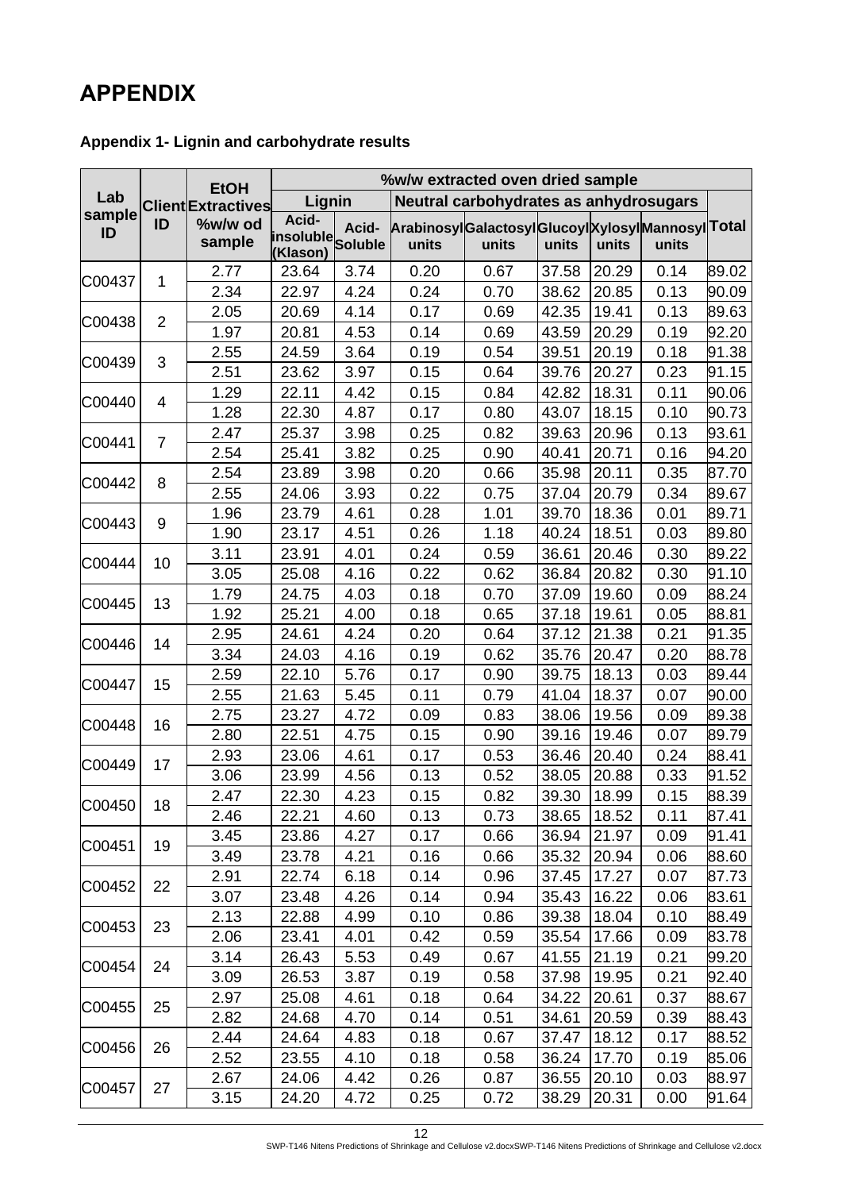# APPENDIX

**Appendix 1- Lignin and carbohydrate results**

| Lab sample ID | Client ID | EtOH Extractives %w/w od sample | %w/w extracted oven dried sample | | | | | | | | |
|---|---|---|---|---|---|---|---|---|---|---|---|
| | | | Lignin | | Neutral carbohydrates as anhydrosugars | | | | | | |
| | | | Acid-insoluble (Klason) | Acid-Soluble | Arabinosyl units | Galactosyl units | Glucoyl units | Xylosyl units | Mannosyl units | Total |
| C00437 | 1 | 2.77 | 23.64 | 3.74 | 0.20 | 0.67 | 37.58 | 20.29 | 0.14 | 89.02 |
| | | 2.34 | 22.97 | 4.24 | 0.24 | 0.70 | 38.62 | 20.85 | 0.13 | 90.09 |
| C00438 | 2 | 2.05 | 20.69 | 4.14 | 0.17 | 0.69 | 42.35 | 19.41 | 0.13 | 89.63 |
| | | 1.97 | 20.81 | 4.53 | 0.14 | 0.69 | 43.59 | 20.29 | 0.19 | 92.20 |
| C00439 | 3 | 2.55 | 24.59 | 3.64 | 0.19 | 0.54 | 39.51 | 20.19 | 0.18 | 91.38 |
| | | 2.51 | 23.62 | 3.97 | 0.15 | 0.64 | 39.76 | 20.27 | 0.23 | 91.15 |
| C00440 | 4 | 1.29 | 22.11 | 4.42 | 0.15 | 0.84 | 42.82 | 18.31 | 0.11 | 90.06 |
| | | 1.28 | 22.30 | 4.87 | 0.17 | 0.80 | 43.07 | 18.15 | 0.10 | 90.73 |
| C00441 | 7 | 2.47 | 25.37 | 3.98 | 0.25 | 0.82 | 39.63 | 20.96 | 0.13 | 93.61 |
| | | 2.54 | 25.41 | 3.82 | 0.25 | 0.90 | 40.41 | 20.71 | 0.16 | 94.20 |
| C00442 | 8 | 2.54 | 23.89 | 3.98 | 0.20 | 0.66 | 35.98 | 20.11 | 0.35 | 87.70 |
| | | 2.55 | 24.06 | 3.93 | 0.22 | 0.75 | 37.04 | 20.79 | 0.34 | 89.67 |
| C00443 | 9 | 1.96 | 23.79 | 4.61 | 0.28 | 1.01 | 39.70 | 18.36 | 0.01 | 89.71 |
| | | 1.90 | 23.17 | 4.51 | 0.26 | 1.18 | 40.24 | 18.51 | 0.03 | 89.80 |
| C00444 | 10 | 3.11 | 23.91 | 4.01 | 0.24 | 0.59 | 36.61 | 20.46 | 0.30 | 89.22 |
| | | 3.05 | 25.08 | 4.16 | 0.22 | 0.62 | 36.84 | 20.82 | 0.30 | 91.10 |
| C00445 | 13 | 1.79 | 24.75 | 4.03 | 0.18 | 0.70 | 37.09 | 19.60 | 0.09 | 88.24 |
| | | 1.92 | 25.21 | 4.00 | 0.18 | 0.65 | 37.18 | 19.61 | 0.05 | 88.81 |
| C00446 | 14 | 2.95 | 24.61 | 4.24 | 0.20 | 0.64 | 37.12 | 21.38 | 0.21 | 91.35 |
| | | 3.34 | 24.03 | 4.16 | 0.19 | 0.62 | 35.76 | 20.47 | 0.20 | 88.78 |
| C00447 | 15 | 2.59 | 22.10 | 5.76 | 0.17 | 0.90 | 39.75 | 18.13 | 0.03 | 89.44 |
| | | 2.55 | 21.63 | 5.45 | 0.11 | 0.79 | 41.04 | 18.37 | 0.07 | 90.00 |
| C00448 | 16 | 2.75 | 23.27 | 4.72 | 0.09 | 0.83 | 38.06 | 19.56 | 0.09 | 89.38 |
| | | 2.80 | 22.51 | 4.75 | 0.15 | 0.90 | 39.16 | 19.46 | 0.07 | 89.79 |
| C00449 | 17 | 2.93 | 23.06 | 4.61 | 0.17 | 0.53 | 36.46 | 20.40 | 0.24 | 88.41 |
| | | 3.06 | 23.99 | 4.56 | 0.13 | 0.52 | 38.05 | 20.88 | 0.33 | 91.52 |
| C00450 | 18 | 2.47 | 22.30 | 4.23 | 0.15 | 0.82 | 39.30 | 18.99 | 0.15 | 88.39 |
| | | 2.46 | 22.21 | 4.60 | 0.13 | 0.73 | 38.65 | 18.52 | 0.11 | 87.41 |
| C00451 | 19 | 3.45 | 23.86 | 4.27 | 0.17 | 0.66 | 36.94 | 21.97 | 0.09 | 91.41 |
| | | 3.49 | 23.78 | 4.21 | 0.16 | 0.66 | 35.32 | 20.94 | 0.06 | 88.60 |
| C00452 | 22 | 2.91 | 22.74 | 6.18 | 0.14 | 0.96 | 37.45 | 17.27 | 0.07 | 87.73 |
| | | 3.07 | 23.48 | 4.26 | 0.14 | 0.94 | 35.43 | 16.22 | 0.06 | 83.61 |
| C00453 | 23 | 2.13 | 22.88 | 4.99 | 0.10 | 0.86 | 39.38 | 18.04 | 0.10 | 88.49 |
| | | 2.06 | 23.41 | 4.01 | 0.42 | 0.59 | 35.54 | 17.66 | 0.09 | 83.78 |
| C00454 | 24 | 3.14 | 26.43 | 5.53 | 0.49 | 0.67 | 41.55 | 21.19 | 0.21 | 99.20 |
| | | 3.09 | 26.53 | 3.87 | 0.19 | 0.58 | 37.98 | 19.95 | 0.21 | 92.40 |
| C00455 | 25 | 2.97 | 25.08 | 4.61 | 0.18 | 0.64 | 34.22 | 20.61 | 0.37 | 88.67 |
| | | 2.82 | 24.68 | 4.70 | 0.14 | 0.51 | 34.61 | 20.59 | 0.39 | 88.43 |
| C00456 | 26 | 2.44 | 24.64 | 4.83 | 0.18 | 0.67 | 37.47 | 18.12 | 0.17 | 88.52 |
| | | 2.52 | 23.55 | 4.10 | 0.18 | 0.58 | 36.24 | 17.70 | 0.19 | 85.06 |
| C00457 | 27 | 2.67 | 24.06 | 4.42 | 0.26 | 0.87 | 36.55 | 20.10 | 0.03 | 88.97 |
| | | 3.15 | 24.20 | 4.72 | 0.25 | 0.72 | 38.29 | 20.31 | 0.00 | 91.64 |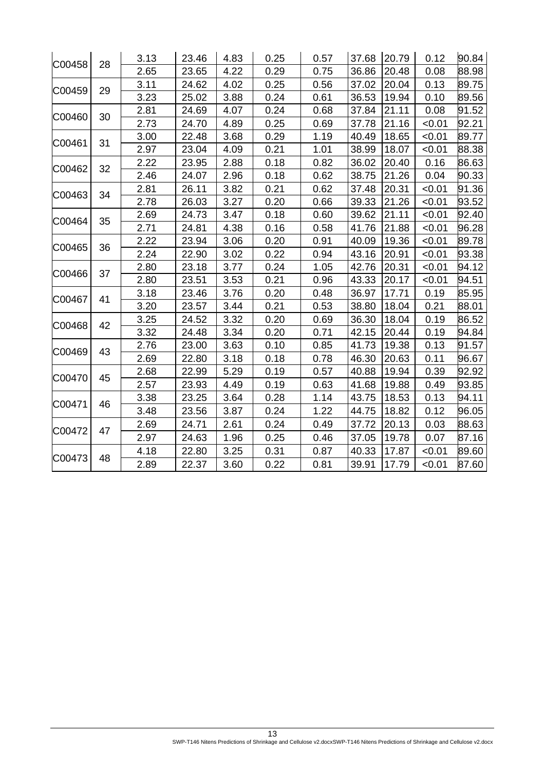| | | | | | | | | | | |
|---|---|---|---|---|---|---|---|---|---|---|
| C00458 | 28 | 3.13 | 23.46 | 4.83 | 0.25 | 0.57 | 37.68 | 20.79 | 0.12 | 90.84 |
| | | 2.65 | 23.65 | 4.22 | 0.29 | 0.75 | 36.86 | 20.48 | 0.08 | 88.98 |
| C00459 | 29 | 3.11 | 24.62 | 4.02 | 0.25 | 0.56 | 37.02 | 20.04 | 0.13 | 89.75 |
| | | 3.23 | 25.02 | 3.88 | 0.24 | 0.61 | 36.53 | 19.94 | 0.10 | 89.56 |
| C00460 | 30 | 2.81 | 24.69 | 4.07 | 0.24 | 0.68 | 37.84 | 21.11 | 0.08 | 91.52 |
| | | 2.73 | 24.70 | 4.89 | 0.25 | 0.69 | 37.78 | 21.16 | <0.01 | 92.21 |
| C00461 | 31 | 3.00 | 22.48 | 3.68 | 0.29 | 1.19 | 40.49 | 18.65 | <0.01 | 89.77 |
| | | 2.97 | 23.04 | 4.09 | 0.21 | 1.01 | 38.99 | 18.07 | <0.01 | 88.38 |
| C00462 | 32 | 2.22 | 23.95 | 2.88 | 0.18 | 0.82 | 36.02 | 20.40 | 0.16 | 86.63 |
| | | 2.46 | 24.07 | 2.96 | 0.18 | 0.62 | 38.75 | 21.26 | 0.04 | 90.33 |
| C00463 | 34 | 2.81 | 26.11 | 3.82 | 0.21 | 0.62 | 37.48 | 20.31 | <0.01 | 91.36 |
| | | 2.78 | 26.03 | 3.27 | 0.20 | 0.66 | 39.33 | 21.26 | <0.01 | 93.52 |
| C00464 | 35 | 2.69 | 24.73 | 3.47 | 0.18 | 0.60 | 39.62 | 21.11 | <0.01 | 92.40 |
| | | 2.71 | 24.81 | 4.38 | 0.16 | 0.58 | 41.76 | 21.88 | <0.01 | 96.28 |
| C00465 | 36 | 2.22 | 23.94 | 3.06 | 0.20 | 0.91 | 40.09 | 19.36 | <0.01 | 89.78 |
| | | 2.24 | 22.90 | 3.02 | 0.22 | 0.94 | 43.16 | 20.91 | <0.01 | 93.38 |
| C00466 | 37 | 2.80 | 23.18 | 3.77 | 0.24 | 1.05 | 42.76 | 20.31 | <0.01 | 94.12 |
| | | 2.80 | 23.51 | 3.53 | 0.21 | 0.96 | 43.33 | 20.17 | <0.01 | 94.51 |
| C00467 | 41 | 3.18 | 23.46 | 3.76 | 0.20 | 0.48 | 36.97 | 17.71 | 0.19 | 85.95 |
| | | 3.20 | 23.57 | 3.44 | 0.21 | 0.53 | 38.80 | 18.04 | 0.21 | 88.01 |
| C00468 | 42 | 3.25 | 24.52 | 3.32 | 0.20 | 0.69 | 36.30 | 18.04 | 0.19 | 86.52 |
| | | 3.32 | 24.48 | 3.34 | 0.20 | 0.71 | 42.15 | 20.44 | 0.19 | 94.84 |
| C00469 | 43 | 2.76 | 23.00 | 3.63 | 0.10 | 0.85 | 41.73 | 19.38 | 0.13 | 91.57 |
| | | 2.69 | 22.80 | 3.18 | 0.18 | 0.78 | 46.30 | 20.63 | 0.11 | 96.67 |
| C00470 | 45 | 2.68 | 22.99 | 5.29 | 0.19 | 0.57 | 40.88 | 19.94 | 0.39 | 92.92 |
| | | 2.57 | 23.93 | 4.49 | 0.19 | 0.63 | 41.68 | 19.88 | 0.49 | 93.85 |
| C00471 | 46 | 3.38 | 23.25 | 3.64 | 0.28 | 1.14 | 43.75 | 18.53 | 0.13 | 94.11 |
| | | 3.48 | 23.56 | 3.87 | 0.24 | 1.22 | 44.75 | 18.82 | 0.12 | 96.05 |
| C00472 | 47 | 2.69 | 24.71 | 2.61 | 0.24 | 0.49 | 37.72 | 20.13 | 0.03 | 88.63 |
| | | 2.97 | 24.63 | 1.96 | 0.25 | 0.46 | 37.05 | 19.78 | 0.07 | 87.16 |
| C00473 | 48 | 4.18 | 22.80 | 3.25 | 0.31 | 0.87 | 40.33 | 17.87 | <0.01 | 89.60 |
| | | 2.89 | 22.37 | 3.60 | 0.22 | 0.81 | 39.91 | 17.79 | <0.01 | 87.60 |